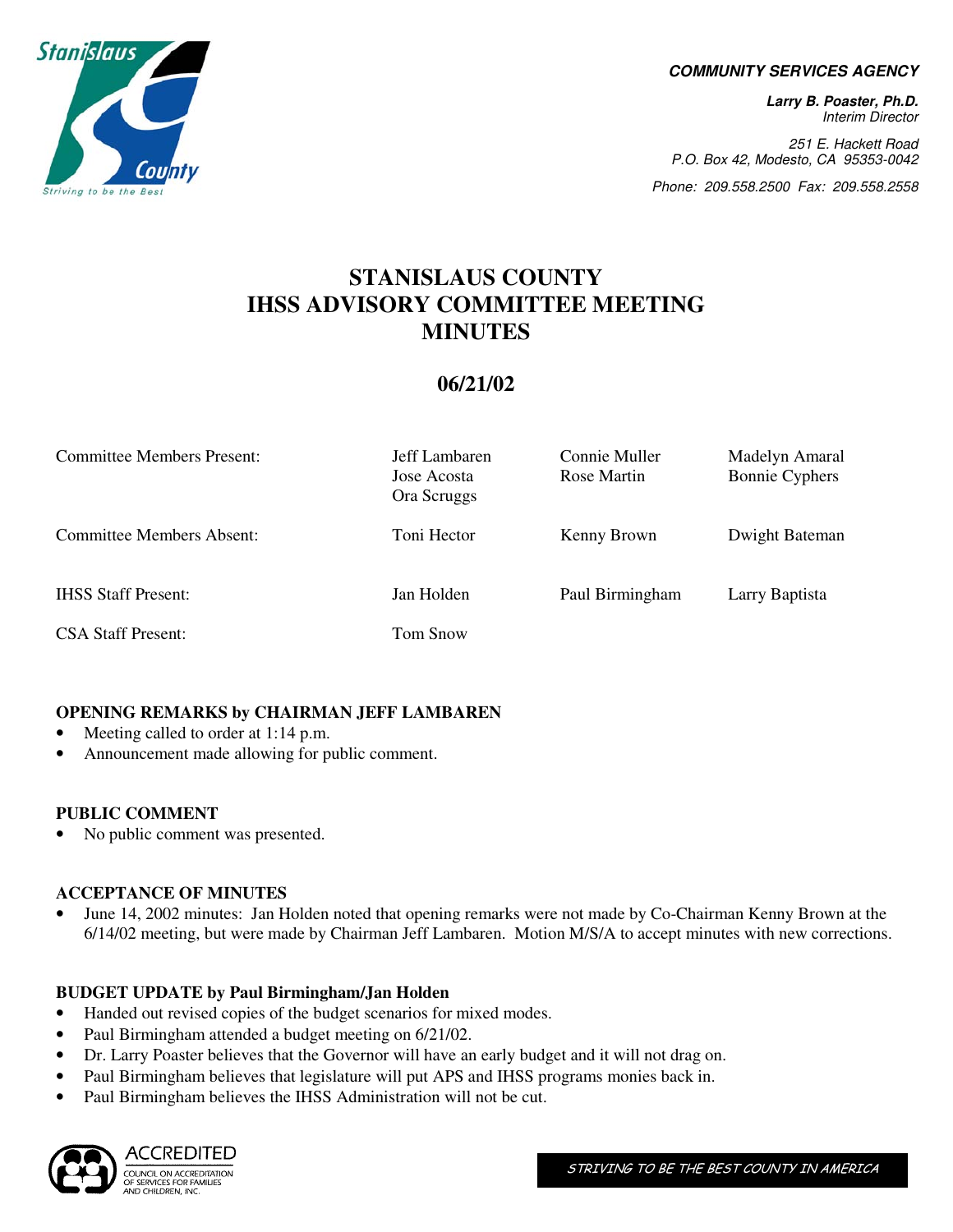**COMMUNITY SERVICES AGENCY**

***Larry B. Poaster, Ph.D.***
*Interim Director*

*251 E. Hackett Road*
*P.O. Box 42, Modesto, CA 95353-0042*

*Phone: 209.558.2500 Fax: 209.558.2558*

# STANISLAUS COUNTY IHSS ADVISORY COMMITTEE MEETING MINUTES

## 06/21/02

| | | | |
|---|---|---|---|
| Committee Members Present: | Jeff Lambaren<br>Jose Acosta<br>Ora Scruggs | Connie Muller<br>Rose Martin | Madelyn Amaral<br>Bonnie Cyphers |
| Committee Members Absent: | Toni Hector | Kenny Brown | Dwight Bateman |
| IHSS Staff Present: | Jan Holden | Paul Birmingham | Larry Baptista |
| CSA Staff Present: | Tom Snow | | |

### OPENING REMARKS by CHAIRMAN JEFF LAMBAREN

- Meeting called to order at 1:14 p.m.
- Announcement made allowing for public comment.

### PUBLIC COMMENT

- No public comment was presented.

### ACCEPTANCE OF MINUTES

- June 14, 2002 minutes: Jan Holden noted that opening remarks were not made by Co-Chairman Kenny Brown at the 6/14/02 meeting, but were made by Chairman Jeff Lambaren. Motion M/S/A to accept minutes with new corrections.

### BUDGET UPDATE by Paul Birmingham/Jan Holden

- Handed out revised copies of the budget scenarios for mixed modes.
- Paul Birmingham attended a budget meeting on 6/21/02.
- Dr. Larry Poaster believes that the Governor will have an early budget and it will not drag on.
- Paul Birmingham believes that legislature will put APS and IHSS programs monies back in.
- Paul Birmingham believes the IHSS Administration will not be cut.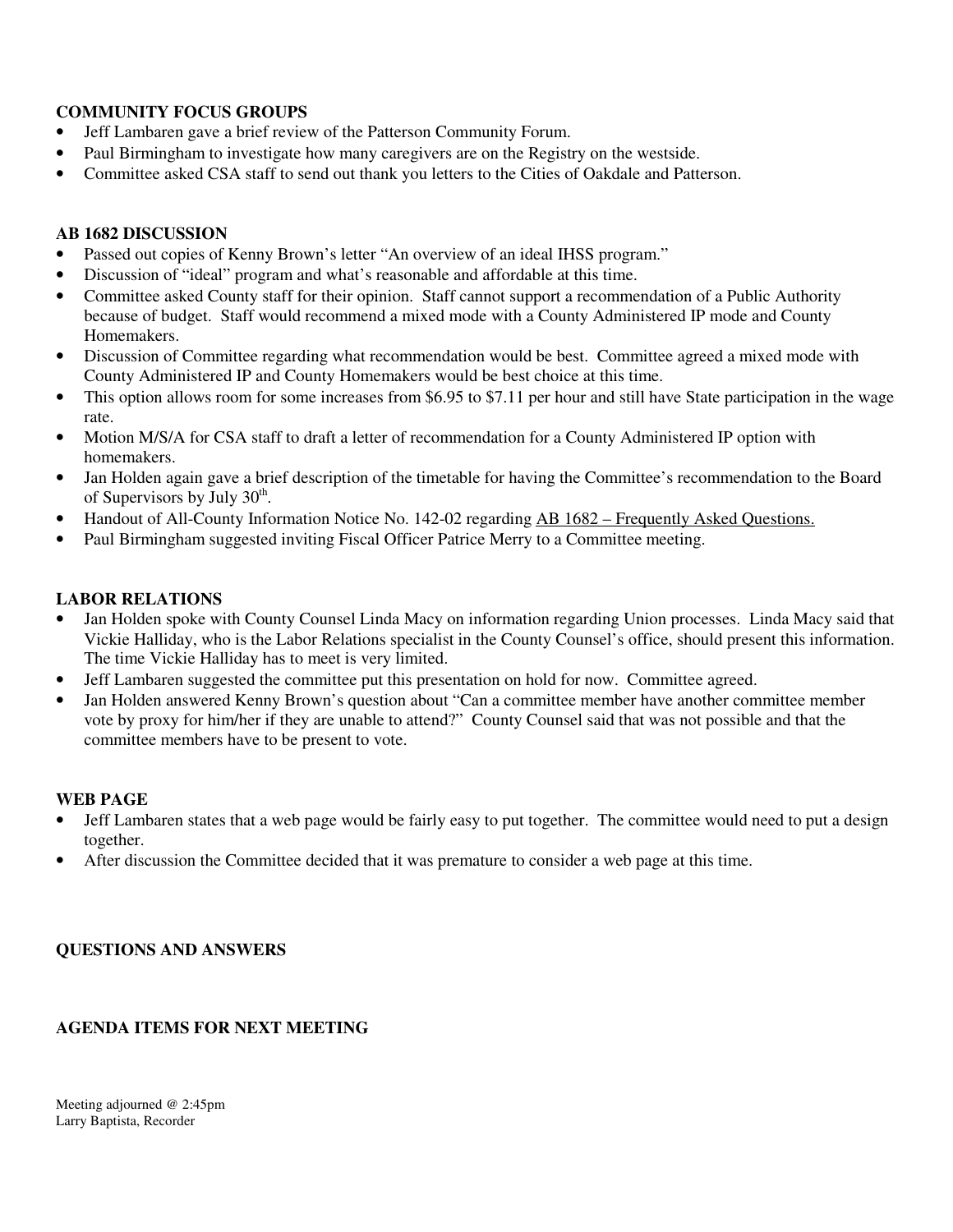**COMMUNITY FOCUS GROUPS**

- Jeff Lambaren gave a brief review of the Patterson Community Forum.
- Paul Birmingham to investigate how many caregivers are on the Registry on the westside.
- Committee asked CSA staff to send out thank you letters to the Cities of Oakdale and Patterson.

**AB 1682 DISCUSSION**

- Passed out copies of Kenny Brown's letter "An overview of an ideal IHSS program."
- Discussion of "ideal" program and what's reasonable and affordable at this time.
- Committee asked County staff for their opinion. Staff cannot support a recommendation of a Public Authority because of budget. Staff would recommend a mixed mode with a County Administered IP mode and County Homemakers.
- Discussion of Committee regarding what recommendation would be best. Committee agreed a mixed mode with County Administered IP and County Homemakers would be best choice at this time.
- This option allows room for some increases from $6.95 to $7.11 per hour and still have State participation in the wage rate.
- Motion M/S/A for CSA staff to draft a letter of recommendation for a County Administered IP option with homemakers.
- Jan Holden again gave a brief description of the timetable for having the Committee's recommendation to the Board of Supervisors by July 30th.
- Handout of All-County Information Notice No. 142-02 regarding AB 1682 – Frequently Asked Questions.
- Paul Birmingham suggested inviting Fiscal Officer Patrice Merry to a Committee meeting.

**LABOR RELATIONS**

- Jan Holden spoke with County Counsel Linda Macy on information regarding Union processes. Linda Macy said that Vickie Halliday, who is the Labor Relations specialist in the County Counsel's office, should present this information. The time Vickie Halliday has to meet is very limited.
- Jeff Lambaren suggested the committee put this presentation on hold for now. Committee agreed.
- Jan Holden answered Kenny Brown's question about "Can a committee member have another committee member vote by proxy for him/her if they are unable to attend?" County Counsel said that was not possible and that the committee members have to be present to vote.

**WEB PAGE**

- Jeff Lambaren states that a web page would be fairly easy to put together. The committee would need to put a design together.
- After discussion the Committee decided that it was premature to consider a web page at this time.

**QUESTIONS AND ANSWERS**

**AGENDA ITEMS FOR NEXT MEETING**

Meeting adjourned @ 2:45pm
Larry Baptista, Recorder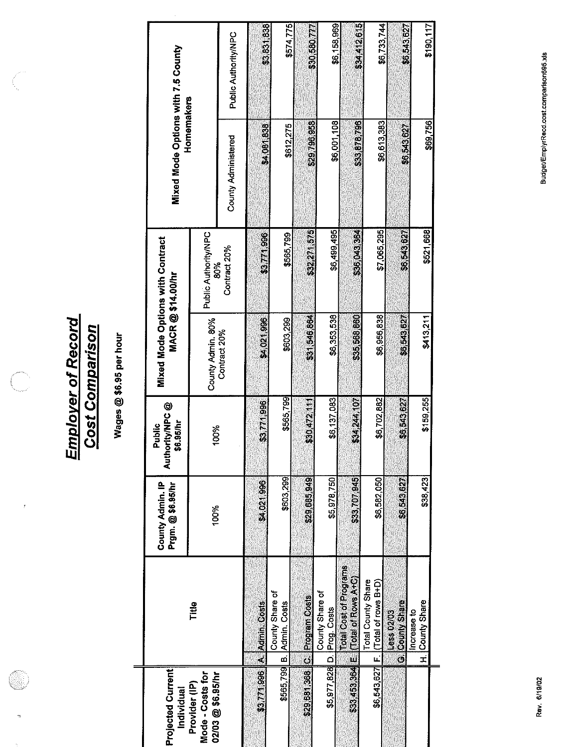# Employer of Record Cost Comparison

**Wages @ $6.95 per hour**

| Projected Current Individual Provider (IP) Mode - Costs for 02/03 @ $6.95/hr | | Title | County Admin. IP Prgm. @ $6.95/hr | Public Authority/NPC @ $6.95/hr | Mixed Mode Options with Contract MACR @ $14.00/hr | | Mixed Mode Options with 7.5 County Homemakers | |
|---|---|---|---|---|---|---|---|---|
| | | | 100% | 100% | County Admin. 80% Contract 20% | Public Authority/NPC 80% Contract 20% | County Administered | Public Authority/NPC |
| $3,771,996 | A. | Admin. Costs | $4,021,996 | $3,771,996 | $4,021,996 | $3,771,996 | $4,081,838 | $3,831,838 |
| $565,799 | B. | County Share of Admin. Costs | $603,299 | $565,799 | $603,299 | $565,799 | $612,275 | $574,775 |
| $29,681,368 | C. | Program Costs | $29,685,949 | $30,472,111 | $31,546,864 | $32,271,575 | $29,796,958 | $30,580,777 |
| $5,977,828 | D. | County Share of Prog. Costs | $5,978,750 | $6,137,083 | $6,353,538 | $6,499,495 | $6,001,108 | $6,158,969 |
| $33,453,364 | E. | Total Cost of Programs (Total of Rows A+C) | $33,707,945 | $34,244,107 | $35,568,860 | $36,043,364 | $33,878,796 | $34,412,615 |
| $6,543,627 | F. | Total County Share (Total of rows B+D) | $6,582,050 | $6,702,882 | $6,956,838 | $7,065,295 | $6,613,383 | $6,733,744 |
| | G. | Less 02/03 County Share | $6,543,627 | $6,543,627 | $6,543,627 | $6,543,627 | $6,543,627 | $6,543,627 |
| | H. | Increase to County Share | $38,423 | $159,255 | $413,211 | $521,668 | $69,756 | $190,117 |

Rev. 6/19/02

Budget/EmplyrRecd.cost.comparison695.xls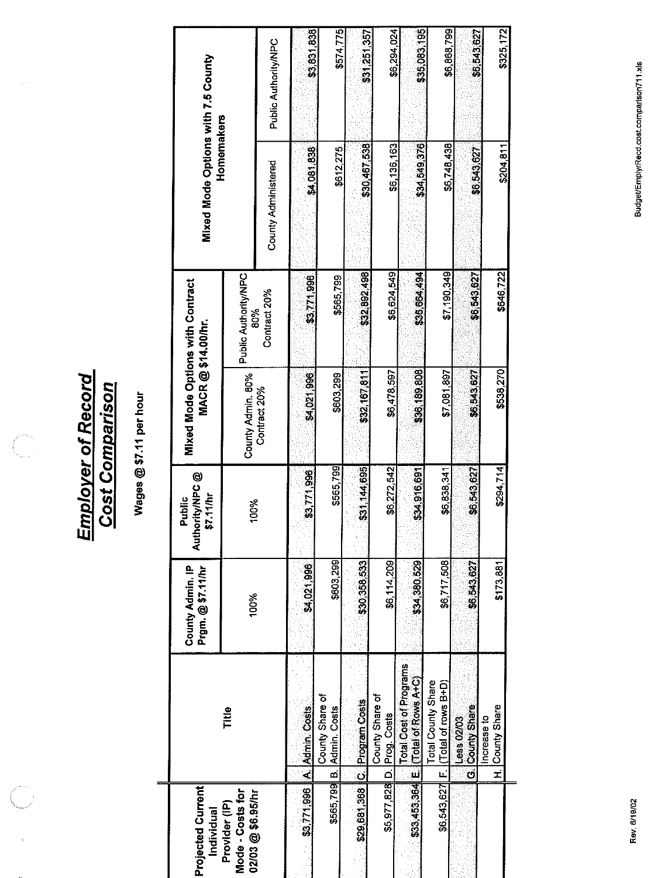# Employer of Record
# Cost Comparison

Wages @ $7.11 per hour

| Projected Current Individual Provider (IP) Mode - Costs for 02/03 @ $6.95/hr | | Title | County Admin. IP Prgm. @ $7.11/hr | Public Authority/NPC @ $7.11/hr | Mixed Mode Options with Contract MACR @ $14.00/hr. | | Mixed Mode Options with 7.5 County Homemakers | |
|---|---|---|---|---|---|---|---|---|
| | | | 100% | 100% | County Admin. 80% Contract 20% | Public Authority/NPC 80% Contract 20% | County Administered | Public Authority/NPC |
| $3,771,996 | A. | Admin. Costs | $4,021,996 | $3,771,996 | $4,021,996 | $3,771,996 | $4,081,838 | $3,831,838 |
| $565,799 | B. | County Share of Admin. Costs | $603,299 | $565,799 | $603,299 | $565,799 | $612,275 | $574,775 |
| $29,681,368 | C. | Program Costs | $30,358,533 | $31,144,695 | $32,167,811 | $32,892,498 | $30,467,538 | $31,251,357 |
| $5,977,828 | D. | County Share of Prog. Costs | $6,114,209 | $6,272,542 | $6,478,597 | $6,624,549 | $6,136,163 | $6,294,024 |
| $33,453,364 | E. | Total Cost of Programs (Total of Rows A+C) | $34,380,529 | $34,916,691 | $36,189,808 | $36,664,494 | $34,549,376 | $35,083,195 |
| $6,543,627 | F. | Total County Share (Total of rows B+D) | $6,717,508 | $6,838,341 | $7,081,897 | $7,190,349 | $6,748,438 | $6,868,799 |
| | G. | Less 02/03 County Share | $6,543,627 | $6,543,627 | $6,543,627 | $6,543,627 | $6,543,627 | $6,543,627 |
| | H. | Increase to County Share | $173,881 | $294,714 | $538,270 | $646,722 | $204,811 | $325,172 |

Rev. 6/19/02

Budget/EmplyrRecd.cost.comparison711.xls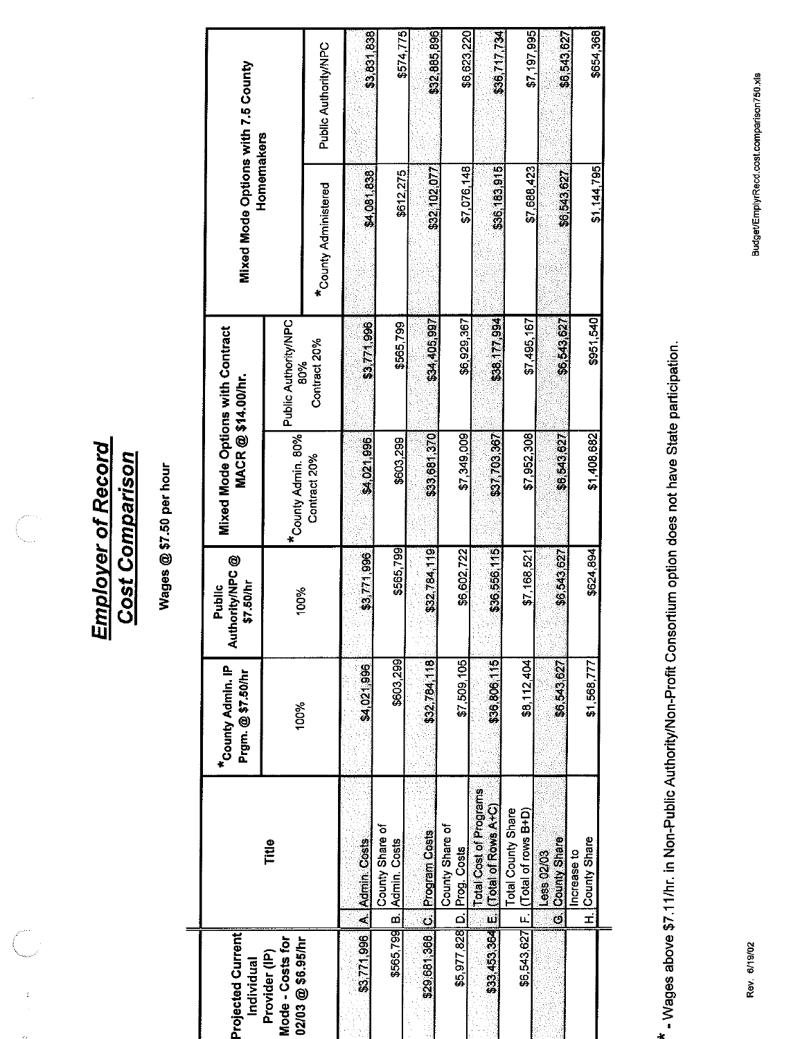# Employer of Record
# Cost Comparison

**Wages @ $7.50 per hour**

| Projected Current Individual Provider (IP) Mode - Costs for 02/03 @ $6.95/hr | | Title | *County Admin. IP Prgm. @ $7.50/hr | Public Authority/NPC @ $7.50/hr | Mixed Mode Options with Contract MACR @ $14.00/hr. | | Mixed Mode Options with 7.5 County Homemakers | |
|---|---|---|---|---|---|---|---|---|
| | | | 100% | 100% | *County Admin. 80% Contract 20% | Public Authority/NPC 80% Contract 20% | *County Administered | Public Authority/NPC |
| $3,771,996 | A. | Admin. Costs | $4,021,996 | $3,771,996 | $4,021,996 | $3,771,996 | $4,081,838 | $3,831,838 |
| $565,799 | B. | County Share of Admin. Costs | $603,299 | $565,799 | $603,299 | $565,799 | $612,275 | $574,775 |
| $29,681,368 | C. | Program Costs | $32,784,118 | $32,784,119 | $33,681,370 | $34,405,997 | $32,102,077 | $32,885,896 |
| $5,977,828 | D. | County Share of Prog. Costs | $7,509,105 | $6,602,722 | $7,349,009 | $6,929,367 | $7,076,148 | $6,623,220 |
| $33,453,364 | E. | Total Cost of Programs (Total of Rows A+C) | $36,806,115 | $36,556,115 | $37,703,367 | $38,177,994 | $36,183,915 | $36,717,734 |
| $6,543,627 | F. | Total County Share (Total of rows B+D) | $8,112,404 | $7,168,521 | $7,952,308 | $7,495,167 | $7,688,423 | $7,197,995 |
| | G. | Less 02/03 County Share | $6,543,627 | $6,543,627 | $6,543,627 | $6,543,627 | $6,543,627 | $6,543,627 |
| | H. | Increase to County Share | $1,568,777 | $624,894 | $1,408,682 | $951,540 | $1,144,795 | $654,368 |

* - Wages above $7.11/hr. in Non-Public Authority/Non-Profit Consortium option does not have State participation.

Rev. 6/19/02

Budget/EmplyrRecd.cost.comparison750.xls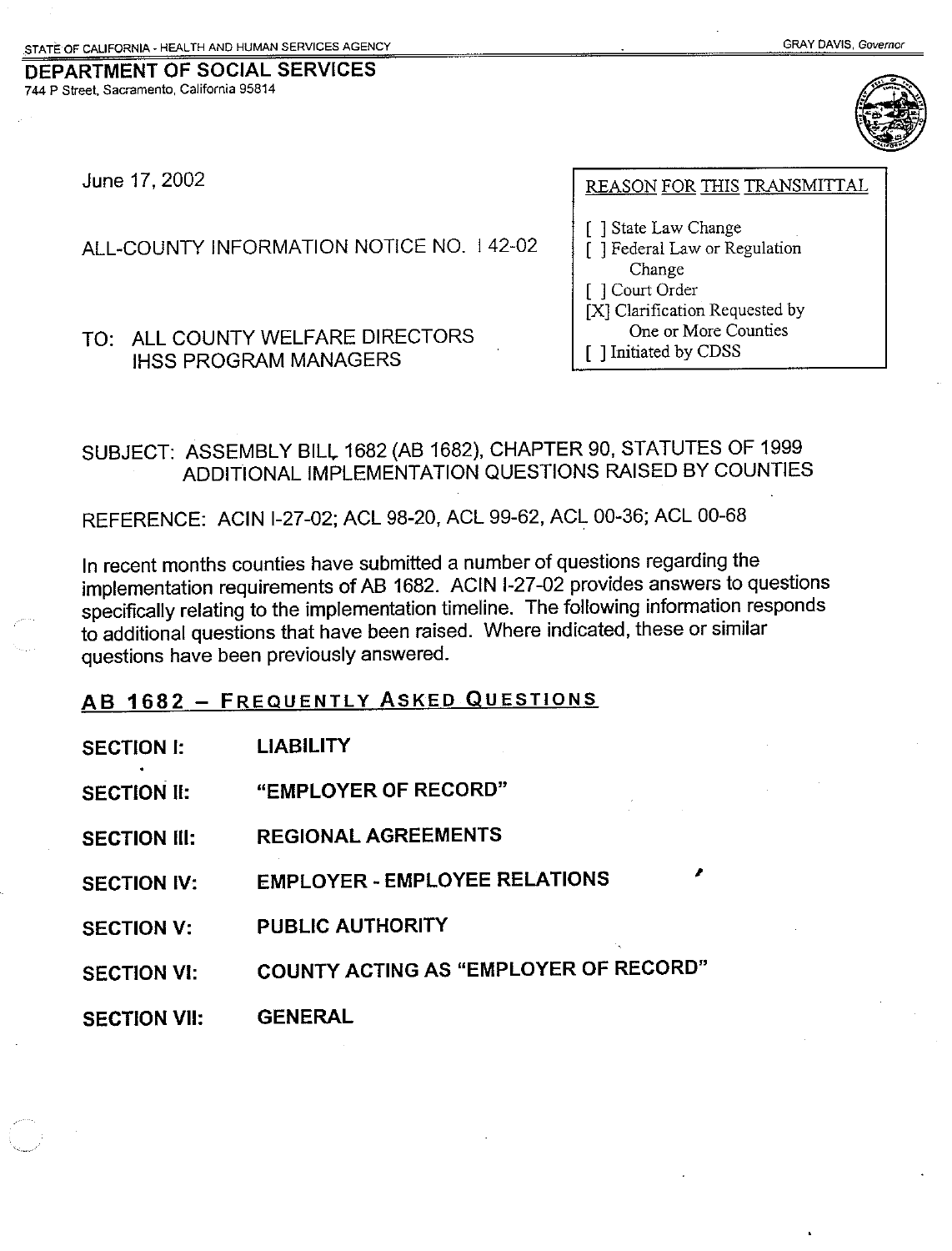STATE OF CALIFORNIA - HEALTH AND HUMAN SERVICES AGENCY

GRAY DAVIS, Governor

**DEPARTMENT OF SOCIAL SERVICES**
744 P Street, Sacramento, California 95814

June 17, 2002

ALL-COUNTY INFORMATION NOTICE NO. I 42-02

TO: ALL COUNTY WELFARE DIRECTORS
IHSS PROGRAM MANAGERS

REASON FOR THIS TRANSMITTAL

[ ] State Law Change
[ ] Federal Law or Regulation Change
[ ] Court Order
[X] Clarification Requested by One or More Counties
[ ] Initiated by CDSS

SUBJECT: ASSEMBLY BILL 1682 (AB 1682), CHAPTER 90, STATUTES OF 1999 ADDITIONAL IMPLEMENTATION QUESTIONS RAISED BY COUNTIES

REFERENCE: ACIN I-27-02; ACL 98-20, ACL 99-62, ACL 00-36; ACL 00-68

In recent months counties have submitted a number of questions regarding the implementation requirements of AB 1682. ACIN I-27-02 provides answers to questions specifically relating to the implementation timeline. The following information responds to additional questions that have been raised. Where indicated, these or similar questions have been previously answered.

## AB 1682 – FREQUENTLY ASKED QUESTIONS

**SECTION I:** **LIABILITY**

**SECTION II:** **"EMPLOYER OF RECORD"**

**SECTION III:** **REGIONAL AGREEMENTS**

**SECTION IV:** **EMPLOYER - EMPLOYEE RELATIONS**

**SECTION V:** **PUBLIC AUTHORITY**

**SECTION VI:** **COUNTY ACTING AS "EMPLOYER OF RECORD"**

**SECTION VII:** **GENERAL**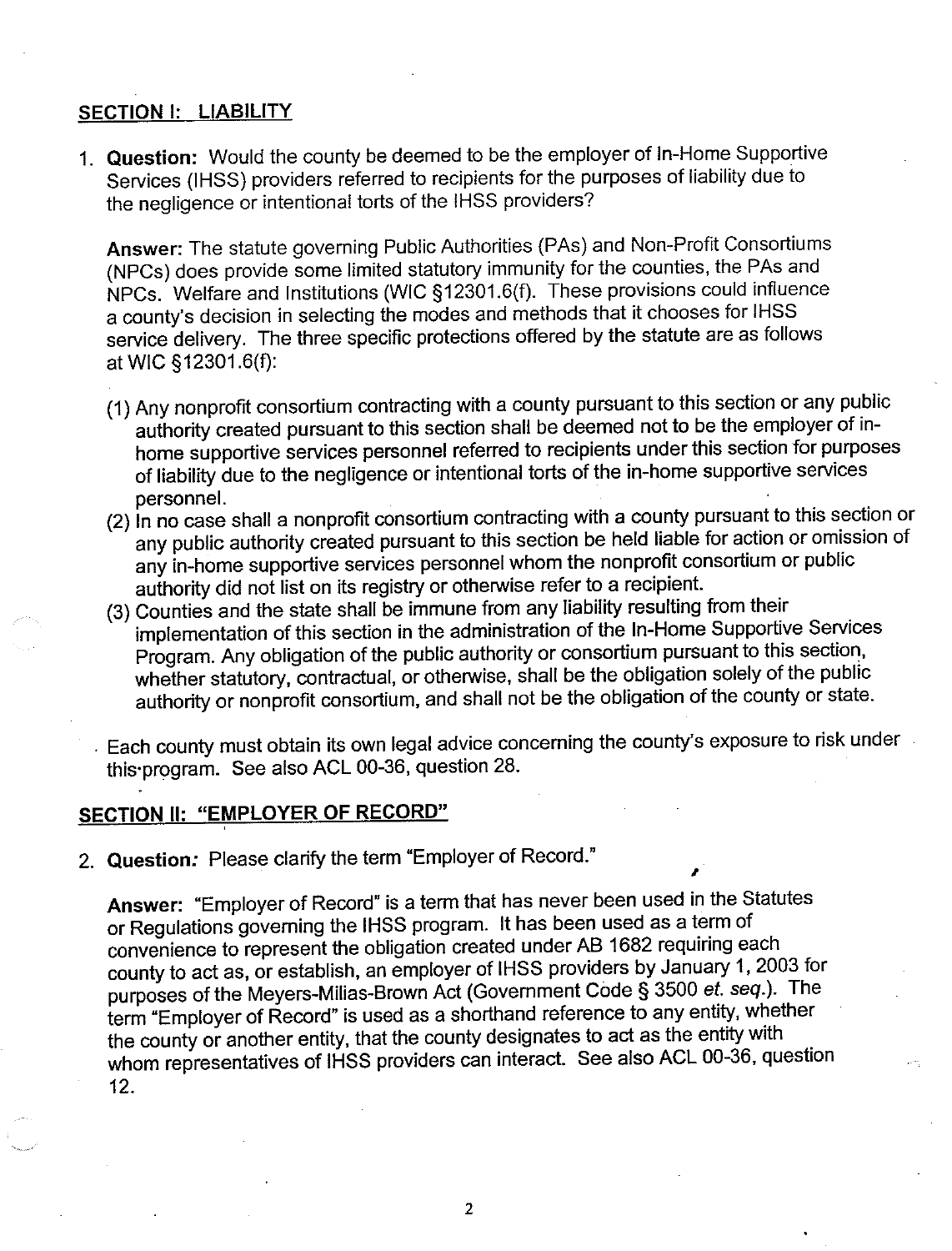## SECTION I: LIABILITY

1. **Question:** Would the county be deemed to be the employer of In-Home Supportive Services (IHSS) providers referred to recipients for the purposes of liability due to the negligence or intentional torts of the IHSS providers?

   **Answer:** The statute governing Public Authorities (PAs) and Non-Profit Consortiums (NPCs) does provide some limited statutory immunity for the counties, the PAs and NPCs. Welfare and Institutions (WIC §12301.6(f). These provisions could influence a county's decision in selecting the modes and methods that it chooses for IHSS service delivery. The three specific protections offered by the statute are as follows at WIC §12301.6(f):

   (1) Any nonprofit consortium contracting with a county pursuant to this section or any public authority created pursuant to this section shall be deemed not to be the employer of in-home supportive services personnel referred to recipients under this section for purposes of liability due to the negligence or intentional torts of the in-home supportive services personnel.

   (2) In no case shall a nonprofit consortium contracting with a county pursuant to this section or any public authority created pursuant to this section be held liable for action or omission of any in-home supportive services personnel whom the nonprofit consortium or public authority did not list on its registry or otherwise refer to a recipient.

   (3) Counties and the state shall be immune from any liability resulting from their implementation of this section in the administration of the In-Home Supportive Services Program. Any obligation of the public authority or consortium pursuant to this section, whether statutory, contractual, or otherwise, shall be the obligation solely of the public authority or nonprofit consortium, and shall not be the obligation of the county or state.

   Each county must obtain its own legal advice concerning the county's exposure to risk under this program. See also ACL 00-36, question 28.

## SECTION II: "EMPLOYER OF RECORD"

2. **Question:** Please clarify the term "Employer of Record."

   **Answer:** "Employer of Record" is a term that has never been used in the Statutes or Regulations governing the IHSS program. It has been used as a term of convenience to represent the obligation created under AB 1682 requiring each county to act as, or establish, an employer of IHSS providers by January 1, 2003 for purposes of the Meyers-Milias-Brown Act (Government Code § 3500 *et. seq.*). The term "Employer of Record" is used as a shorthand reference to any entity, whether the county or another entity, that the county designates to act as the entity with whom representatives of IHSS providers can interact. See also ACL 00-36, question 12.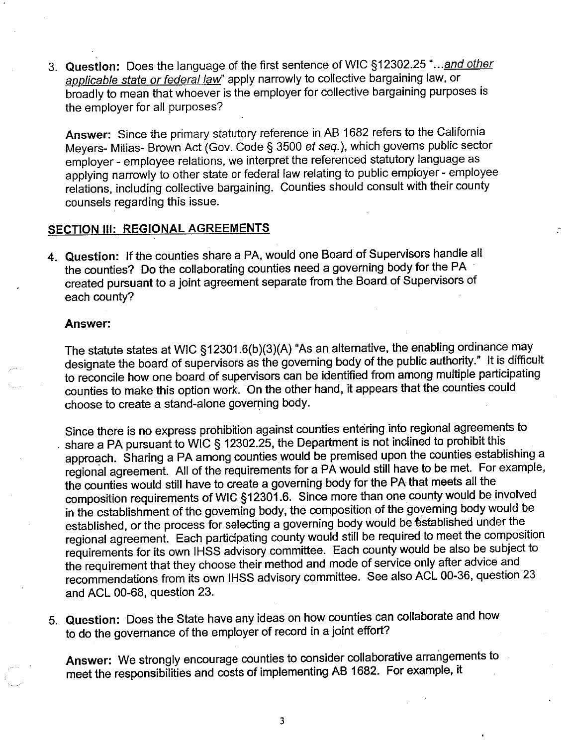3. **Question:** Does the language of the first sentence of WIC §12302.25 "...*and other applicable state or federal law*" apply narrowly to collective bargaining law, or broadly to mean that whoever is the employer for collective bargaining purposes is the employer for all purposes?

   **Answer:** Since the primary statutory reference in AB 1682 refers to the California Meyers- Milias- Brown Act (Gov. Code § 3500 *et seq.*), which governs public sector employer - employee relations, we interpret the referenced statutory language as applying narrowly to other state or federal law relating to public employer - employee relations, including collective bargaining. Counties should consult with their county counsels regarding this issue.

## SECTION III: REGIONAL AGREEMENTS

4. **Question:** If the counties share a PA, would one Board of Supervisors handle all the counties? Do the collaborating counties need a governing body for the PA created pursuant to a joint agreement separate from the Board of Supervisors of each county?

   **Answer:**

   The statute states at WIC §12301.6(b)(3)(A) "As an alternative, the enabling ordinance may designate the board of supervisors as the governing body of the public authority." It is difficult to reconcile how one board of supervisors can be identified from among multiple participating counties to make this option work. On the other hand, it appears that the counties could choose to create a stand-alone governing body.

   Since there is no express prohibition against counties entering into regional agreements to share a PA pursuant to WIC § 12302.25, the Department is not inclined to prohibit this approach. Sharing a PA among counties would be premised upon the counties establishing a regional agreement. All of the requirements for a PA would still have to be met. For example, the counties would still have to create a governing body for the PA that meets all the composition requirements of WIC §12301.6. Since more than one county would be involved in the establishment of the governing body, the composition of the governing body would be established, or the process for selecting a governing body would be established under the regional agreement. Each participating county would still be required to meet the composition requirements for its own IHSS advisory committee. Each county would be also be subject to the requirement that they choose their method and mode of service only after advice and recommendations from its own IHSS advisory committee. See also ACL 00-36, question 23 and ACL 00-68, question 23.

5. **Question:** Does the State have any ideas on how counties can collaborate and how to do the governance of the employer of record in a joint effort?

   **Answer:** We strongly encourage counties to consider collaborative arrangements to meet the responsibilities and costs of implementing AB 1682. For example, it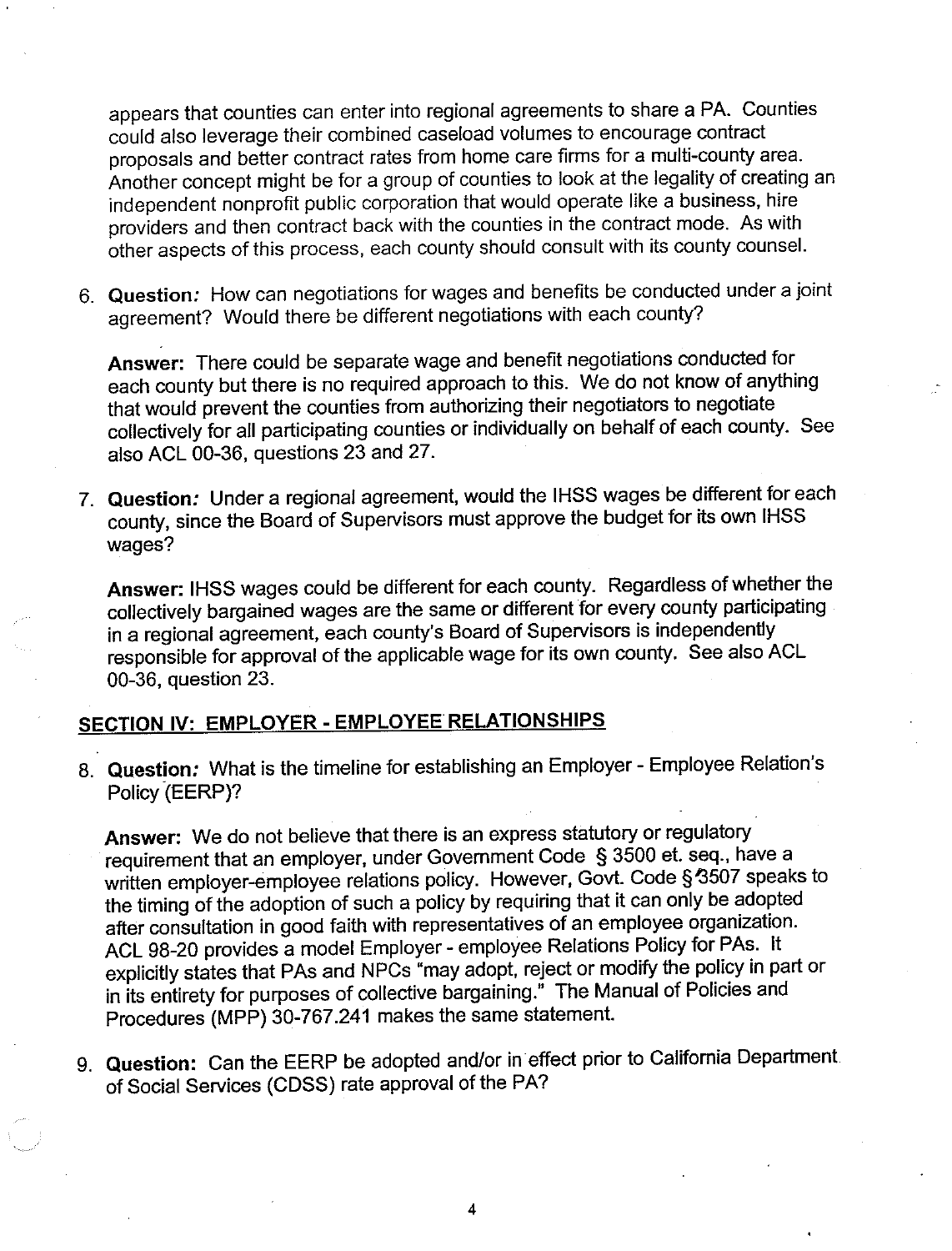appears that counties can enter into regional agreements to share a PA. Counties could also leverage their combined caseload volumes to encourage contract proposals and better contract rates from home care firms for a multi-county area. Another concept might be for a group of counties to look at the legality of creating an independent nonprofit public corporation that would operate like a business, hire providers and then contract back with the counties in the contract mode. As with other aspects of this process, each county should consult with its county counsel.

6. **Question:** How can negotiations for wages and benefits be conducted under a joint agreement? Would there be different negotiations with each county?

   **Answer:** There could be separate wage and benefit negotiations conducted for each county but there is no required approach to this. We do not know of anything that would prevent the counties from authorizing their negotiators to negotiate collectively for all participating counties or individually on behalf of each county. See also ACL 00-36, questions 23 and 27.

7. **Question:** Under a regional agreement, would the IHSS wages be different for each county, since the Board of Supervisors must approve the budget for its own IHSS wages?

   **Answer:** IHSS wages could be different for each county. Regardless of whether the collectively bargained wages are the same or different for every county participating in a regional agreement, each county's Board of Supervisors is independently responsible for approval of the applicable wage for its own county. See also ACL 00-36, question 23.

## SECTION IV: EMPLOYER - EMPLOYEE RELATIONSHIPS

8. **Question:** What is the timeline for establishing an Employer - Employee Relation's Policy (EERP)?

   **Answer:** We do not believe that there is an express statutory or regulatory requirement that an employer, under Government Code § 3500 et. seq., have a written employer-employee relations policy. However, Govt. Code § 3507 speaks to the timing of the adoption of such a policy by requiring that it can only be adopted after consultation in good faith with representatives of an employee organization. ACL 98-20 provides a model Employer - employee Relations Policy for PAs. It explicitly states that PAs and NPCs "may adopt, reject or modify the policy in part or in its entirety for purposes of collective bargaining." The Manual of Policies and Procedures (MPP) 30-767.241 makes the same statement.

9. **Question:** Can the EERP be adopted and/or in effect prior to California Department of Social Services (CDSS) rate approval of the PA?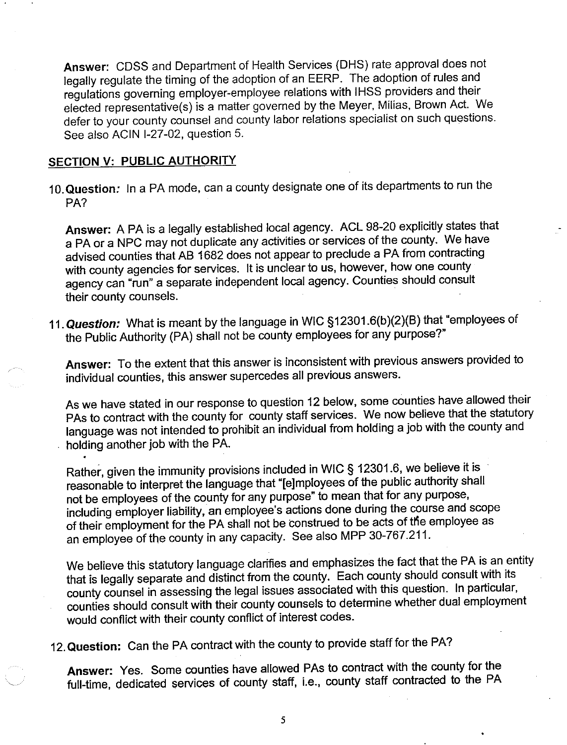**Answer:** CDSS and Department of Health Services (DHS) rate approval does not legally regulate the timing of the adoption of an EERP. The adoption of rules and regulations governing employer-employee relations with IHSS providers and their elected representative(s) is a matter governed by the Meyer, Milias, Brown Act. We defer to your county counsel and county labor relations specialist on such questions. See also ACIN I-27-02, question 5.

## SECTION V: PUBLIC AUTHORITY

10. **Question:** In a PA mode, can a county designate one of its departments to run the PA?

    **Answer:** A PA is a legally established local agency. ACL 98-20 explicitly states that a PA or a NPC may not duplicate any activities or services of the county. We have advised counties that AB 1682 does not appear to preclude a PA from contracting with county agencies for services. It is unclear to us, however, how one county agency can "run" a separate independent local agency. Counties should consult their county counsels.

11. ***Question:*** What is meant by the language in WIC §12301.6(b)(2)(B) that "employees of the Public Authority (PA) shall not be county employees for any purpose?"

    **Answer:** To the extent that this answer is inconsistent with previous answers provided to individual counties, this answer supercedes all previous answers.

    As we have stated in our response to question 12 below, some counties have allowed their PAs to contract with the county for county staff services. We now believe that the statutory language was not intended to prohibit an individual from holding a job with the county and holding another job with the PA.

    Rather, given the immunity provisions included in WIC § 12301.6, we believe it is reasonable to interpret the language that "[e]mployees of the public authority shall not be employees of the county for any purpose" to mean that for any purpose, including employer liability, an employee's actions done during the course and scope of their employment for the PA shall not be construed to be acts of the employee as an employee of the county in any capacity. See also MPP 30-767.211.

    We believe this statutory language clarifies and emphasizes the fact that the PA is an entity that is legally separate and distinct from the county. Each county should consult with its county counsel in assessing the legal issues associated with this question. In particular, counties should consult with their county counsels to determine whether dual employment would conflict with their county conflict of interest codes.

12. **Question:** Can the PA contract with the county to provide staff for the PA?

    **Answer:** Yes. Some counties have allowed PAs to contract with the county for the full-time, dedicated services of county staff, i.e., county staff contracted to the PA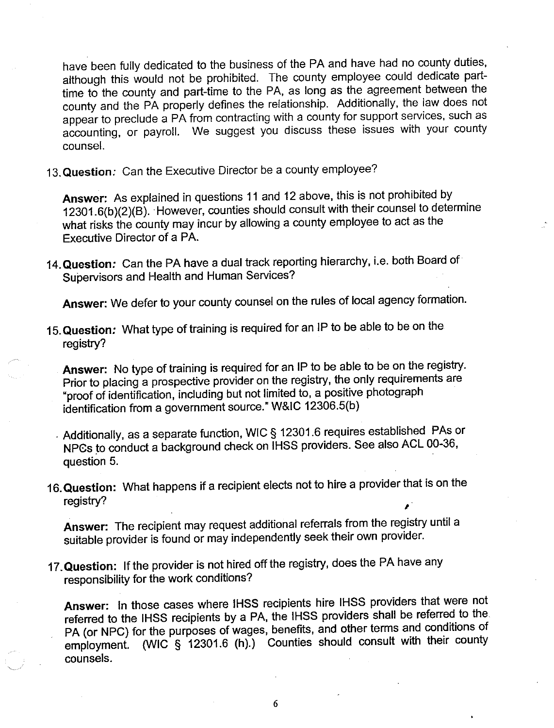have been fully dedicated to the business of the PA and have had no county duties, although this would not be prohibited. The county employee could dedicate part-time to the county and part-time to the PA, as long as the agreement between the county and the PA properly defines the relationship. Additionally, the law does not appear to preclude a PA from contracting with a county for support services, such as accounting, or payroll. We suggest you discuss these issues with your county counsel.

13. **Question:** Can the Executive Director be a county employee?

    **Answer:** As explained in questions 11 and 12 above, this is not prohibited by 12301.6(b)(2)(B). However, counties should consult with their counsel to determine what risks the county may incur by allowing a county employee to act as the Executive Director of a PA.

14. **Question:** Can the PA have a dual track reporting hierarchy, i.e. both Board of Supervisors and Health and Human Services?

    **Answer:** We defer to your county counsel on the rules of local agency formation.

15. **Question:** What type of training is required for an IP to be able to be on the registry?

    **Answer:** No type of training is required for an IP to be able to be on the registry. Prior to placing a prospective provider on the registry, the only requirements are "proof of identification, including but not limited to, a positive photograph identification from a government source." W&IC 12306.5(b)

    Additionally, as a separate function, WIC § 12301.6 requires established PAs or NPCs to conduct a background check on IHSS providers. See also ACL 00-36, question 5.

16. **Question:** What happens if a recipient elects not to hire a provider that is on the registry?

    **Answer:** The recipient may request additional referrals from the registry until a suitable provider is found or may independently seek their own provider.

17. **Question:** If the provider is not hired off the registry, does the PA have any responsibility for the work conditions?

    **Answer:** In those cases where IHSS recipients hire IHSS providers that were not referred to the IHSS recipients by a PA, the IHSS providers shall be referred to the PA (or NPC) for the purposes of wages, benefits, and other terms and conditions of employment. (WIC § 12301.6 (h).) Counties should consult with their county counsels.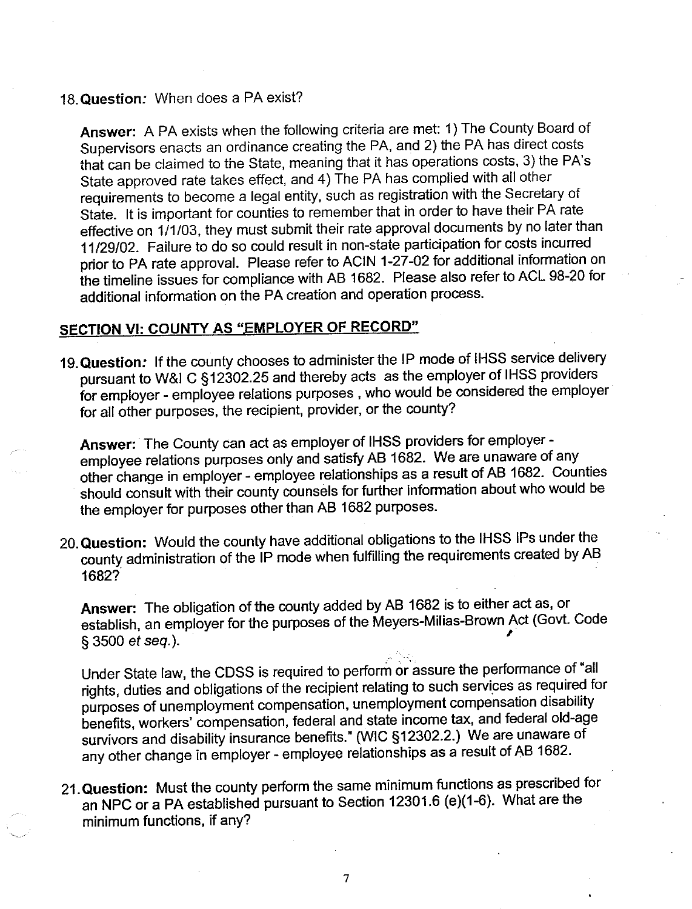18. **Question:** When does a PA exist?

    **Answer:** A PA exists when the following criteria are met: 1) The County Board of Supervisors enacts an ordinance creating the PA, and 2) the PA has direct costs that can be claimed to the State, meaning that it has operations costs, 3) the PA's State approved rate takes effect, and 4) The PA has complied with all other requirements to become a legal entity, such as registration with the Secretary of State. It is important for counties to remember that in order to have their PA rate effective on 1/1/03, they must submit their rate approval documents by no later than 11/29/02. Failure to do so could result in non-state participation for costs incurred prior to PA rate approval. Please refer to ACIN 1-27-02 for additional information on the timeline issues for compliance with AB 1682. Please also refer to ACL 98-20 for additional information on the PA creation and operation process.

## SECTION VI: COUNTY AS "EMPLOYER OF RECORD"

19. **Question:** If the county chooses to administer the IP mode of IHSS service delivery pursuant to W&I C §12302.25 and thereby acts as the employer of IHSS providers for employer - employee relations purposes , who would be considered the employer for all other purposes, the recipient, provider, or the county?

    **Answer:** The County can act as employer of IHSS providers for employer - employee relations purposes only and satisfy AB 1682. We are unaware of any other change in employer - employee relationships as a result of AB 1682. Counties should consult with their county counsels for further information about who would be the employer for purposes other than AB 1682 purposes.

20. **Question:** Would the county have additional obligations to the IHSS IPs under the county administration of the IP mode when fulfilling the requirements created by AB 1682?

    **Answer:** The obligation of the county added by AB 1682 is to either act as, or establish, an employer for the purposes of the Meyers-Milias-Brown Act (Govt. Code § 3500 *et seq.*).

    Under State law, the CDSS is required to perform or assure the performance of "all rights, duties and obligations of the recipient relating to such services as required for purposes of unemployment compensation, unemployment compensation disability benefits, workers' compensation, federal and state income tax, and federal old-age survivors and disability insurance benefits." (WIC §12302.2.) We are unaware of any other change in employer - employee relationships as a result of AB 1682.

21. **Question:** Must the county perform the same minimum functions as prescribed for an NPC or a PA established pursuant to Section 12301.6 (e)(1-6). What are the minimum functions, if any?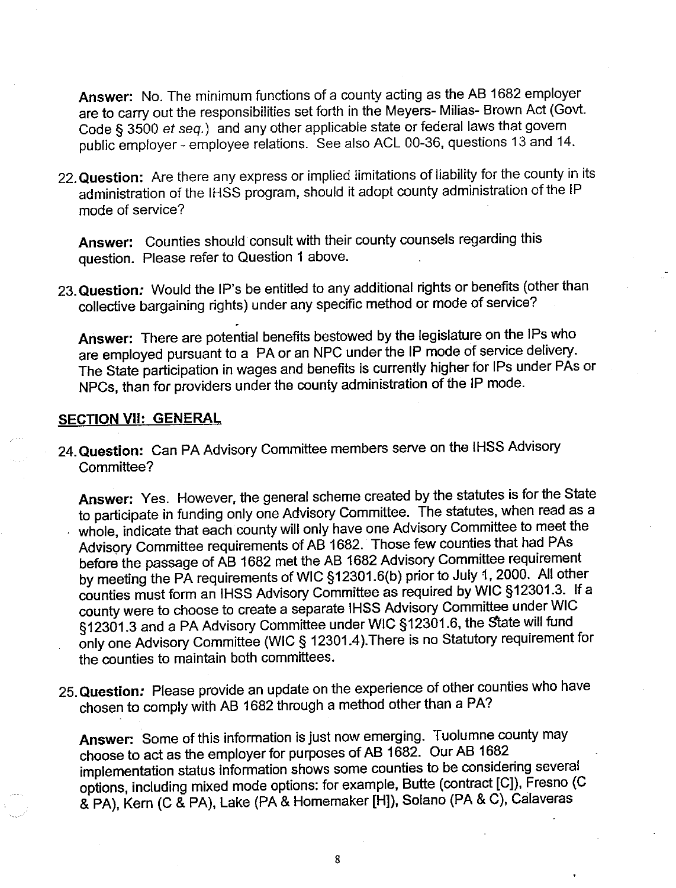**Answer:** No. The minimum functions of a county acting as the AB 1682 employer are to carry out the responsibilities set forth in the Meyers- Milias- Brown Act (Govt. Code § 3500 *et seq.*) and any other applicable state or federal laws that govern public employer - employee relations. See also ACL 00-36, questions 13 and 14.

22. **Question:** Are there any express or implied limitations of liability for the county in its administration of the IHSS program, should it adopt county administration of the IP mode of service?

    **Answer:** Counties should consult with their county counsels regarding this question. Please refer to Question 1 above.

23. **Question:** Would the IP's be entitled to any additional rights or benefits (other than collective bargaining rights) under any specific method or mode of service?

    **Answer:** There are potential benefits bestowed by the legislature on the IPs who are employed pursuant to a PA or an NPC under the IP mode of service delivery. The State participation in wages and benefits is currently higher for IPs under PAs or NPCs, than for providers under the county administration of the IP mode.

## SECTION VII: GENERAL

24. **Question:** Can PA Advisory Committee members serve on the IHSS Advisory Committee?

    **Answer:** Yes. However, the general scheme created by the statutes is for the State to participate in funding only one Advisory Committee. The statutes, when read as a whole, indicate that each county will only have one Advisory Committee to meet the Advisory Committee requirements of AB 1682. Those few counties that had PAs before the passage of AB 1682 met the AB 1682 Advisory Committee requirement by meeting the PA requirements of WIC §12301.6(b) prior to July 1, 2000. All other counties must form an IHSS Advisory Committee as required by WIC §12301.3. If a county were to choose to create a separate IHSS Advisory Committee under WIC §12301.3 and a PA Advisory Committee under WIC §12301.6, the State will fund only one Advisory Committee (WIC § 12301.4).There is no Statutory requirement for the counties to maintain both committees.

25. **Question:** Please provide an update on the experience of other counties who have chosen to comply with AB 1682 through a method other than a PA?

    **Answer:** Some of this information is just now emerging. Tuolumne county may choose to act as the employer for purposes of AB 1682. Our AB 1682 implementation status information shows some counties to be considering several options, including mixed mode options: for example, Butte (contract [C]), Fresno (C & PA), Kern (C & PA), Lake (PA & Homemaker [H]), Solano (PA & C), Calaveras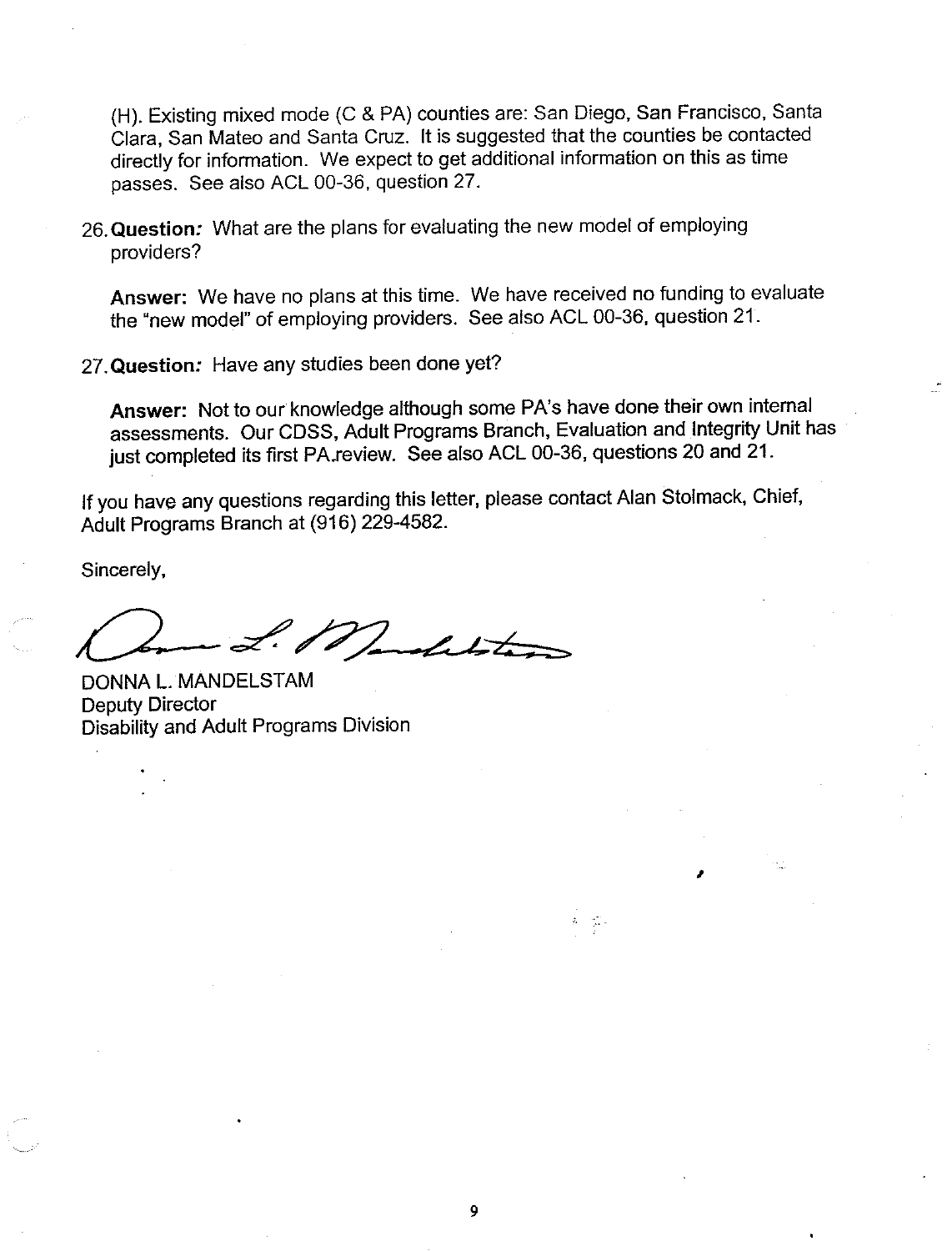(H). Existing mixed mode (C & PA) counties are: San Diego, San Francisco, Santa Clara, San Mateo and Santa Cruz. It is suggested that the counties be contacted directly for information. We expect to get additional information on this as time passes. See also ACL 00-36, question 27.

26. **Question***:* What are the plans for evaluating the new model of employing providers?

    **Answer:** We have no plans at this time. We have received no funding to evaluate the "new model" of employing providers. See also ACL 00-36, question 21.

27. **Question***:* Have any studies been done yet?

    **Answer:** Not to our knowledge although some PA's have done their own internal assessments. Our CDSS, Adult Programs Branch, Evaluation and Integrity Unit has just completed its first PA review. See also ACL 00-36, questions 20 and 21.

If you have any questions regarding this letter, please contact Alan Stolmack, Chief, Adult Programs Branch at (916) 229-4582.

Sincerely,

DONNA L. MANDELSTAM
Deputy Director
Disability and Adult Programs Division